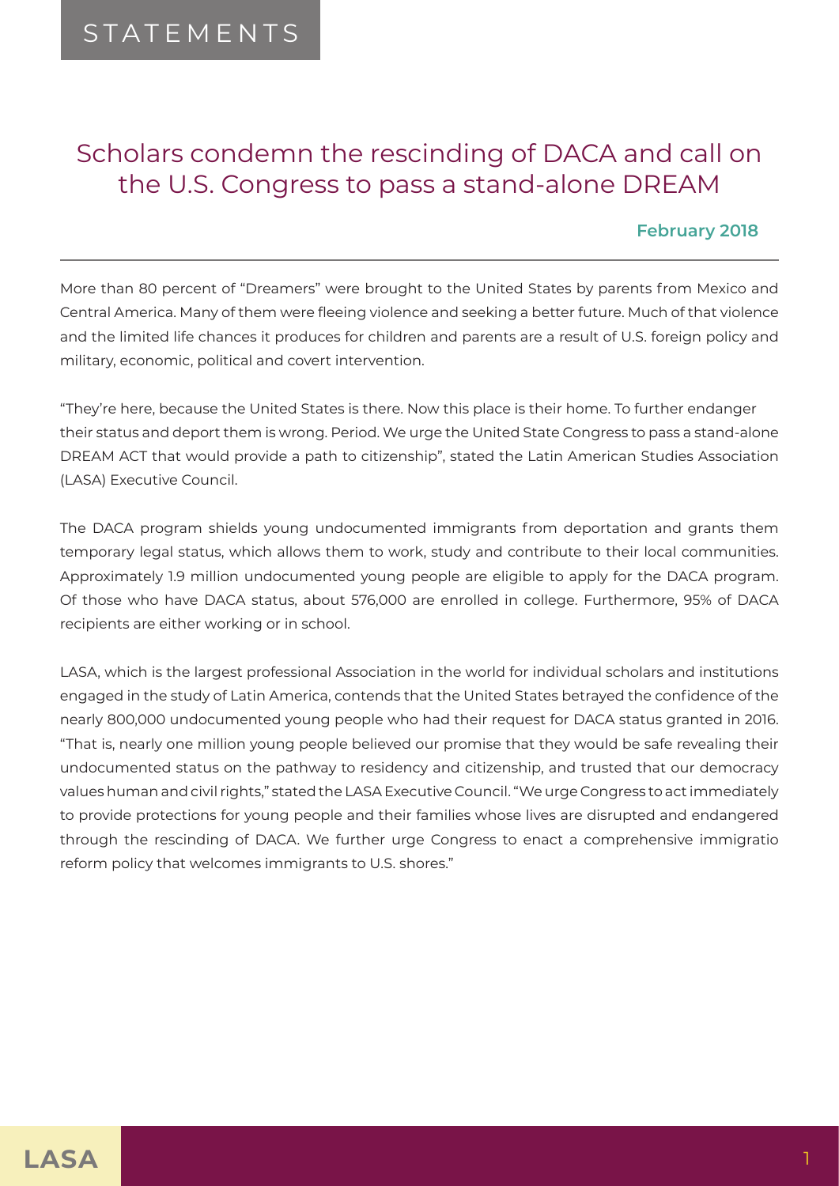STATEMENTS

# Scholars condemn the rescinding of DACA and call on the U.S. Congress to pass a stand-alone DREAM

**February 2018**

---

More than 80 percent of "Dreamers" were brought to the United States by parents from Mexico and Central America. Many of them were fleeing violence and seeking a better future. Much of that violence and the limited life chances it produces for children and parents are a result of U.S. foreign policy and military, economic, political and covert intervention.

"They're here, because the United States is there. Now this place is their home. To further endanger their status and deport them is wrong. Period. We urge the United State Congress to pass a stand-alone DREAM ACT that would provide a path to citizenship", stated the Latin American Studies Association (LASA) Executive Council.

The DACA program shields young undocumented immigrants from deportation and grants them temporary legal status, which allows them to work, study and contribute to their local communities. Approximately 1.9 million undocumented young people are eligible to apply for the DACA program. Of those who have DACA status, about 576,000 are enrolled in college. Furthermore, 95% of DACA recipients are either working or in school.

LASA, which is the largest professional Association in the world for individual scholars and institutions engaged in the study of Latin America, contends that the United States betrayed the confidence of the nearly 800,000 undocumented young people who had their request for DACA status granted in 2016. "That is, nearly one million young people believed our promise that they would be safe revealing their undocumented status on the pathway to residency and citizenship, and trusted that our democracy values human and civil rights," stated the LASA Executive Council. "We urge Congress to act immediately to provide protections for young people and their families whose lives are disrupted and endangered through the rescinding of DACA. We further urge Congress to enact a comprehensive immigratio reform policy that welcomes immigrants to U.S. shores."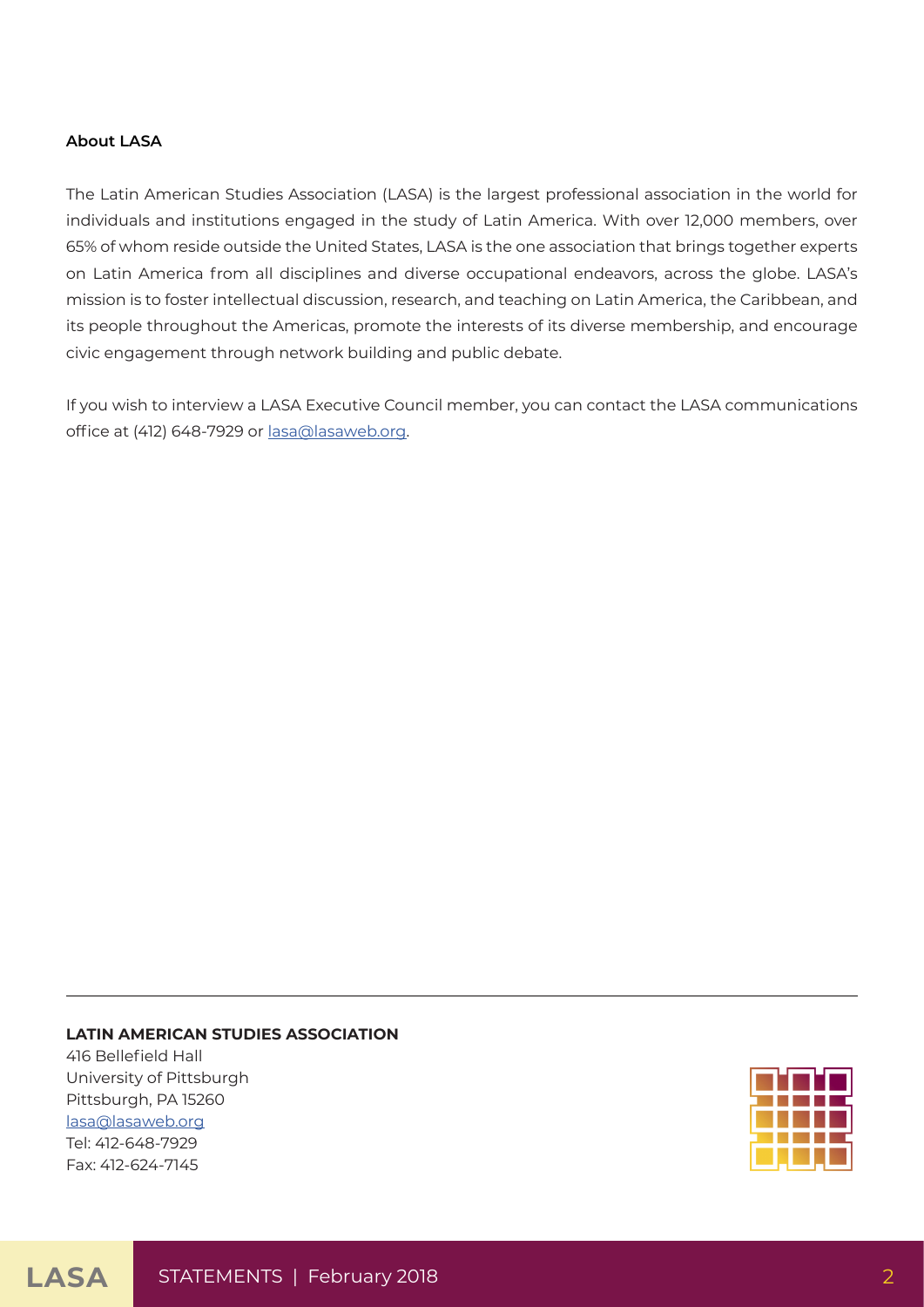**About LASA**

The Latin American Studies Association (LASA) is the largest professional association in the world for individuals and institutions engaged in the study of Latin America. With over 12,000 members, over 65% of whom reside outside the United States, LASA is the one association that brings together experts on Latin America from all disciplines and diverse occupational endeavors, across the globe. LASA's mission is to foster intellectual discussion, research, and teaching on Latin America, the Caribbean, and its people throughout the Americas, promote the interests of its diverse membership, and encourage civic engagement through network building and public debate.

If you wish to interview a LASA Executive Council member, you can contact the LASA communications office at (412) 648-7929 or lasa@lasaweb.org.

---

**LATIN AMERICAN STUDIES ASSOCIATION**
416 Bellefield Hall
University of Pittsburgh
Pittsburgh, PA 15260
lasa@lasaweb.org
Tel: 412-648-7929
Fax: 412-624-7145